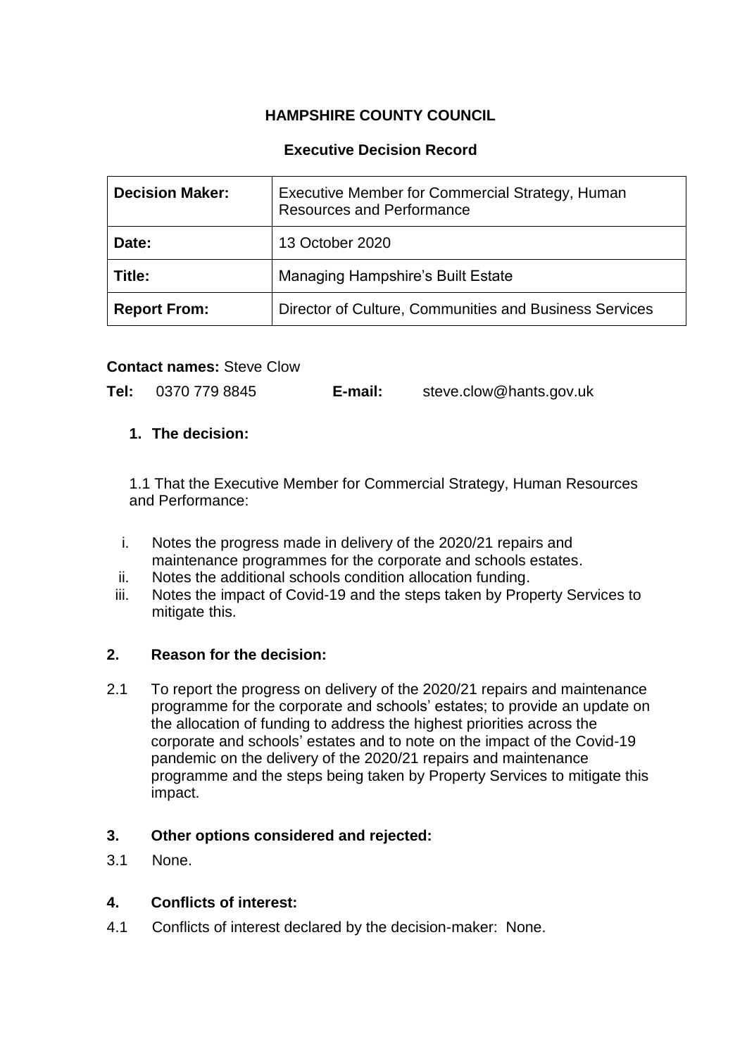# HAMPSHIRE COUNTY COUNCIL

## Executive Decision Record

| **Decision Maker:** | Executive Member for Commercial Strategy, Human Resources and Performance |
|---|---|
| **Date:** | 13 October 2020 |
| **Title:** | Managing Hampshire's Built Estate |
| **Report From:** | Director of Culture, Communities and Business Services |

**Contact names:** Steve Clow

**Tel:** 0370 779 8845 **E-mail:** steve.clow@hants.gov.uk

### 1. The decision:

1.1 That the Executive Member for Commercial Strategy, Human Resources and Performance:

i. Notes the progress made in delivery of the 2020/21 repairs and maintenance programmes for the corporate and schools estates.
ii. Notes the additional schools condition allocation funding.
iii. Notes the impact of Covid-19 and the steps taken by Property Services to mitigate this.

### 2. Reason for the decision:

2.1 To report the progress on delivery of the 2020/21 repairs and maintenance programme for the corporate and schools' estates; to provide an update on the allocation of funding to address the highest priorities across the corporate and schools' estates and to note on the impact of the Covid-19 pandemic on the delivery of the 2020/21 repairs and maintenance programme and the steps being taken by Property Services to mitigate this impact.

### 3. Other options considered and rejected:

3.1 None.

### 4. Conflicts of interest:

4.1 Conflicts of interest declared by the decision-maker: None.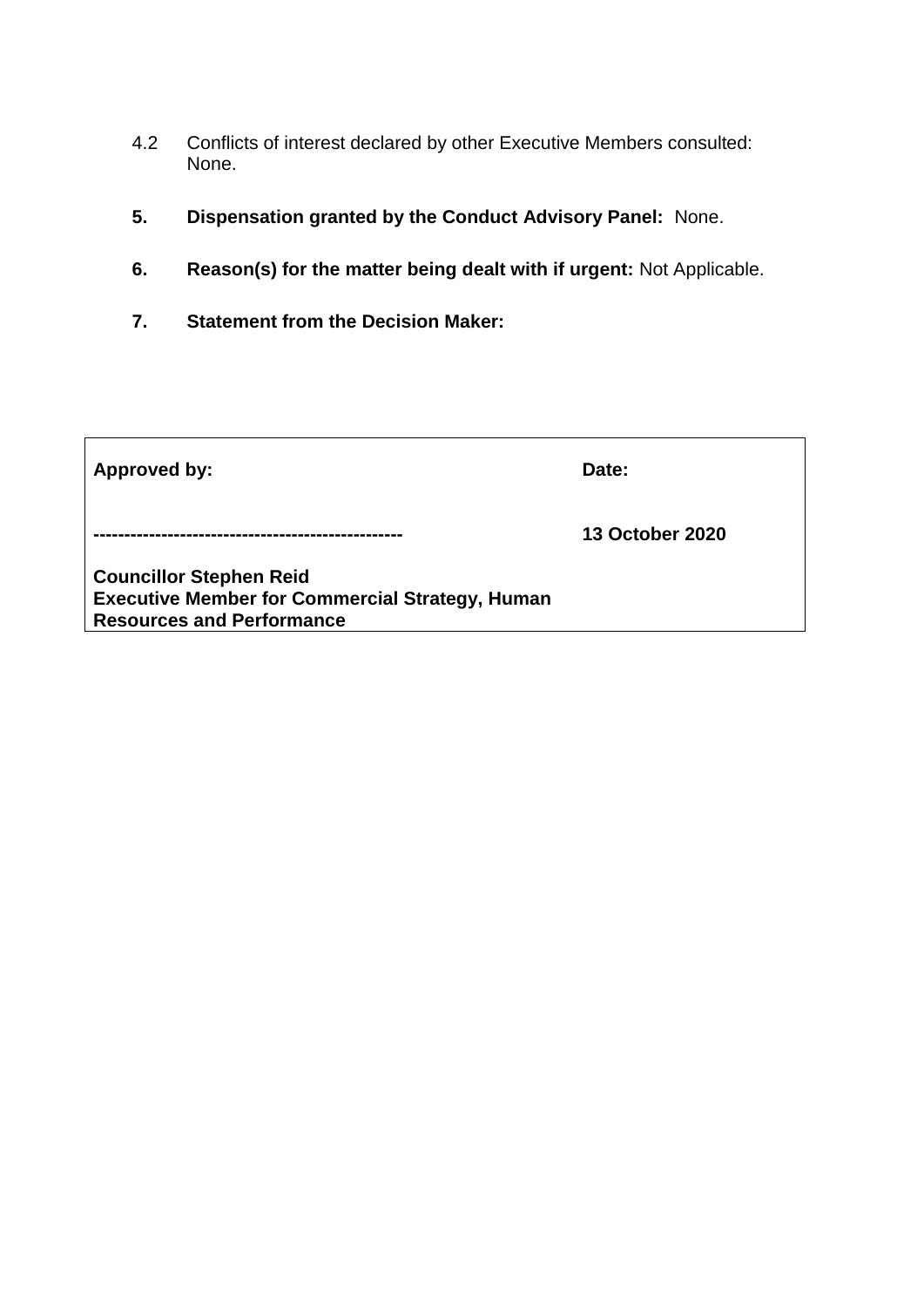4.2 Conflicts of interest declared by other Executive Members consulted: None.

**5. Dispensation granted by the Conduct Advisory Panel:** None.

**6. Reason(s) for the matter being dealt with if urgent:** Not Applicable.

**7. Statement from the Decision Maker:**

| | |
|---|---|
| **Approved by:** | **Date:** |
| **-------------------------------------------------** | **13 October 2020** |
| **Councillor Stephen Reid**<br>**Executive Member for Commercial Strategy, Human Resources and Performance** | |